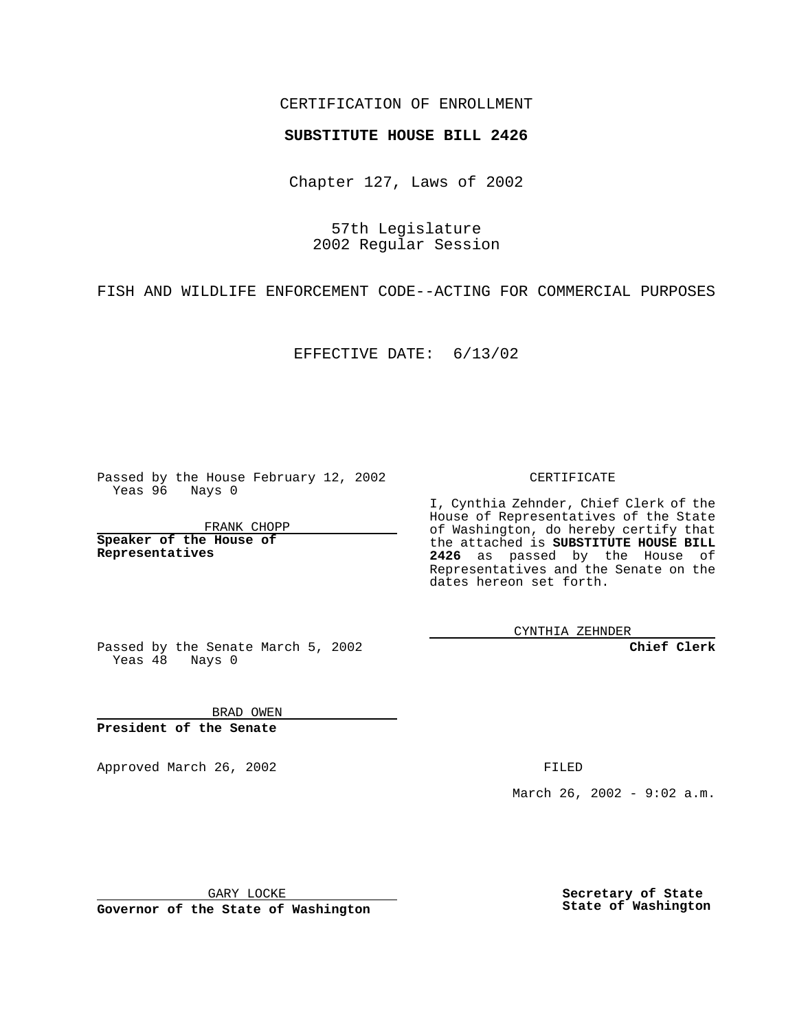CERTIFICATION OF ENROLLMENT

**SUBSTITUTE HOUSE BILL 2426**

Chapter 127, Laws of 2002

57th Legislature
2002 Regular Session

FISH AND WILDLIFE ENFORCEMENT CODE--ACTING FOR COMMERCIAL PURPOSES

EFFECTIVE DATE: 6/13/02

Passed by the House February 12, 2002
Yeas 96 Nays 0

FRANK CHOPP

**Speaker of the House of Representatives**

Passed by the Senate March 5, 2002
Yeas 48 Nays 0

BRAD OWEN

**President of the Senate**

CERTIFICATE

I, Cynthia Zehnder, Chief Clerk of the House of Representatives of the State of Washington, do hereby certify that the attached is **SUBSTITUTE HOUSE BILL 2426** as passed by the House of Representatives and the Senate on the dates hereon set forth.

CYNTHIA ZEHNDER

**Chief Clerk**

Approved March 26, 2002

GARY LOCKE

**Governor of the State of Washington**

FILED

March 26, 2002 - 9:02 a.m.

**Secretary of State
State of Washington**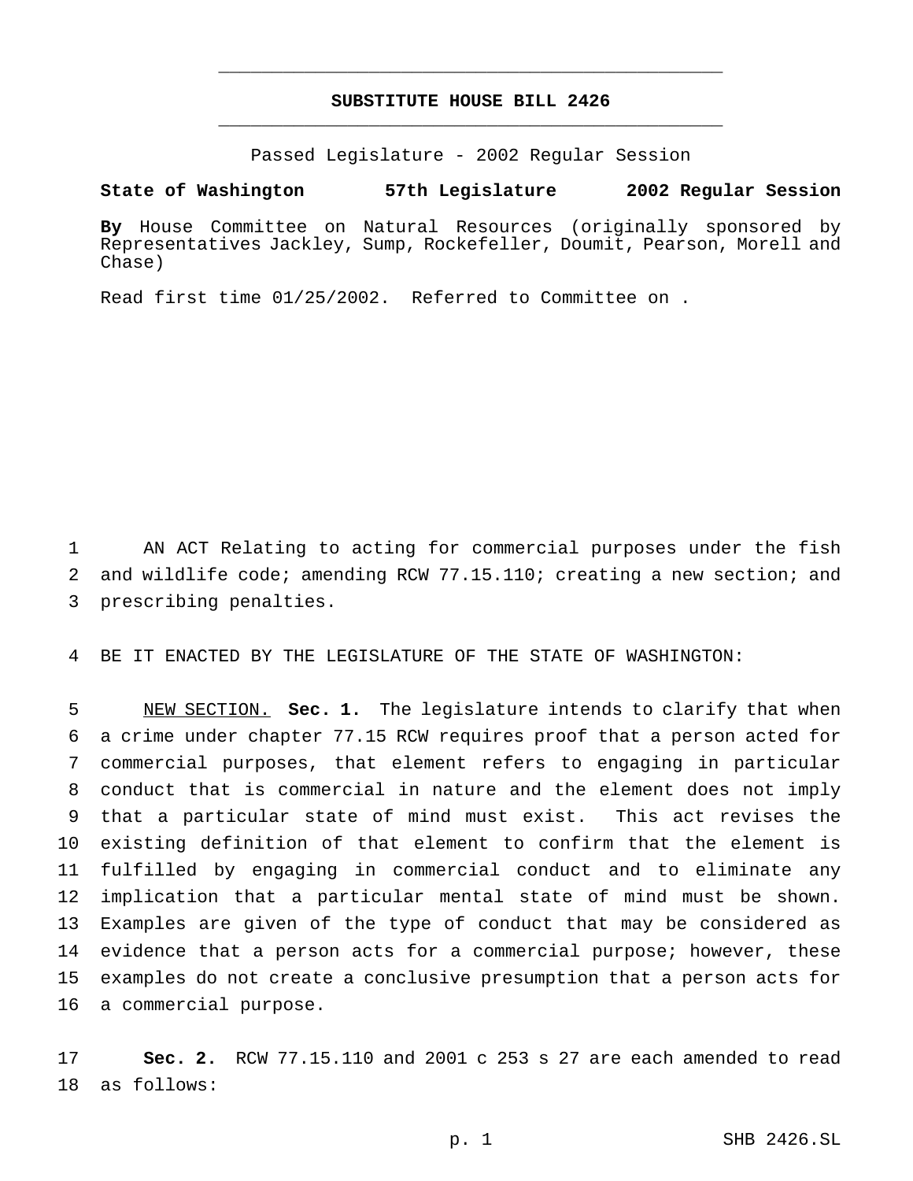# SUBSTITUTE HOUSE BILL 2426

Passed Legislature - 2002 Regular Session

**State of Washington 57th Legislature 2002 Regular Session**

**By** House Committee on Natural Resources (originally sponsored by Representatives Jackley, Sump, Rockefeller, Doumit, Pearson, Morell and Chase)

Read first time 01/25/2002. Referred to Committee on .

1 AN ACT Relating to acting for commercial purposes under the fish
2 and wildlife code; amending RCW 77.15.110; creating a new section; and
3 prescribing penalties.

4 BE IT ENACTED BY THE LEGISLATURE OF THE STATE OF WASHINGTON:

5 NEW SECTION. **Sec. 1.** The legislature intends to clarify that when
6 a crime under chapter 77.15 RCW requires proof that a person acted for
7 commercial purposes, that element refers to engaging in particular
8 conduct that is commercial in nature and the element does not imply
9 that a particular state of mind must exist. This act revises the
10 existing definition of that element to confirm that the element is
11 fulfilled by engaging in commercial conduct and to eliminate any
12 implication that a particular mental state of mind must be shown.
13 Examples are given of the type of conduct that may be considered as
14 evidence that a person acts for a commercial purpose; however, these
15 examples do not create a conclusive presumption that a person acts for
16 a commercial purpose.

17 **Sec. 2.** RCW 77.15.110 and 2001 c 253 s 27 are each amended to read
18 as follows: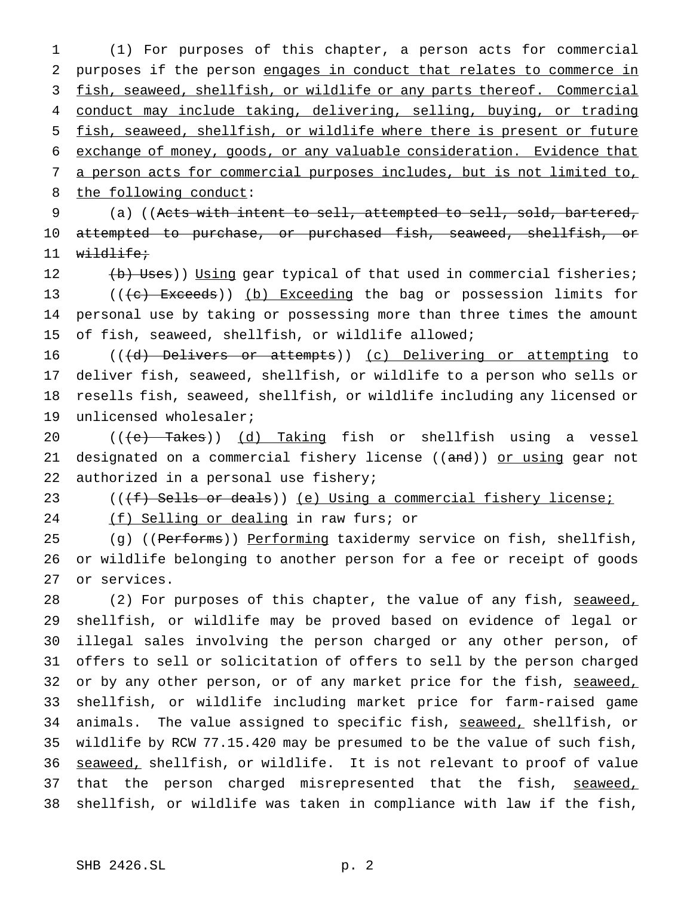(1) For purposes of this chapter, a person acts for commercial purposes if the person engages in conduct that relates to commerce in fish, seaweed, shellfish, or wildlife or any parts thereof. Commercial conduct may include taking, delivering, selling, buying, or trading fish, seaweed, shellfish, or wildlife where there is present or future exchange of money, goods, or any valuable consideration. Evidence that a person acts for commercial purposes includes, but is not limited to, the following conduct:

(a) ((~~Acts with intent to sell, attempted to sell, sold, bartered, attempted to purchase, or purchased fish, seaweed, shellfish, or wildlife;~~

~~(b) Uses~~)) Using gear typical of that used in commercial fisheries;

((~~(c) Exceeds~~)) (b) Exceeding the bag or possession limits for personal use by taking or possessing more than three times the amount of fish, seaweed, shellfish, or wildlife allowed;

((~~(d) Delivers or attempts~~)) (c) Delivering or attempting to deliver fish, seaweed, shellfish, or wildlife to a person who sells or resells fish, seaweed, shellfish, or wildlife including any licensed or unlicensed wholesaler;

((~~(e) Takes~~)) (d) Taking fish or shellfish using a vessel designated on a commercial fishery license ((~~and~~)) or using gear not authorized in a personal use fishery;

((~~(f) Sells or deals~~)) (e) Using a commercial fishery license;

(f) Selling or dealing in raw furs; or

(g) ((~~Performs~~)) Performing taxidermy service on fish, shellfish, or wildlife belonging to another person for a fee or receipt of goods or services.

(2) For purposes of this chapter, the value of any fish, seaweed, shellfish, or wildlife may be proved based on evidence of legal or illegal sales involving the person charged or any other person, of offers to sell or solicitation of offers to sell by the person charged or by any other person, or of any market price for the fish, seaweed, shellfish, or wildlife including market price for farm-raised game animals. The value assigned to specific fish, seaweed, shellfish, or wildlife by RCW 77.15.420 may be presumed to be the value of such fish, seaweed, shellfish, or wildlife. It is not relevant to proof of value that the person charged misrepresented that the fish, seaweed, shellfish, or wildlife was taken in compliance with law if the fish,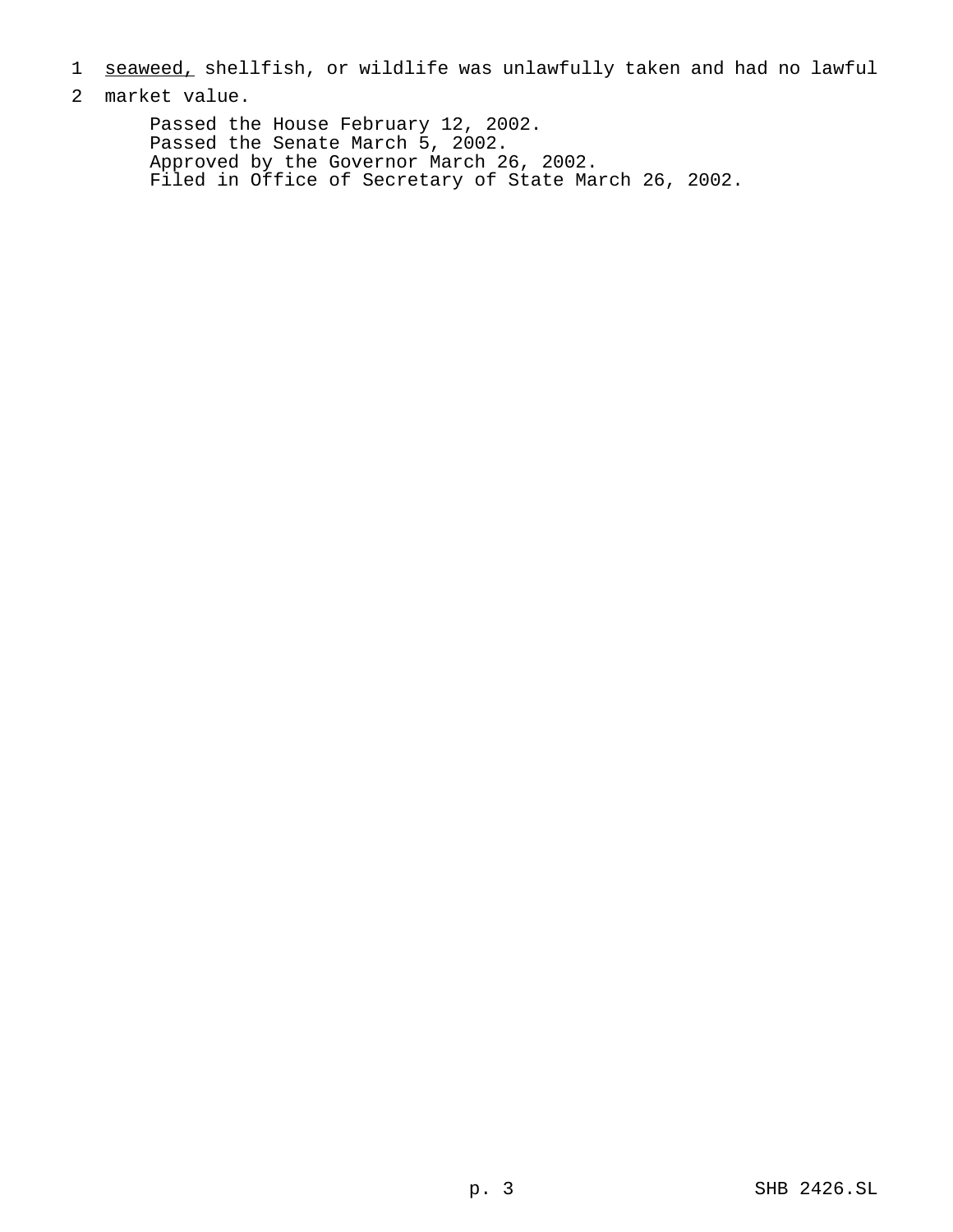<u>seaweed,</u> shellfish, or wildlife was unlawfully taken and had no lawful market value.

Passed the House February 12, 2002.
Passed the Senate March 5, 2002.
Approved by the Governor March 26, 2002.
Filed in Office of Secretary of State March 26, 2002.